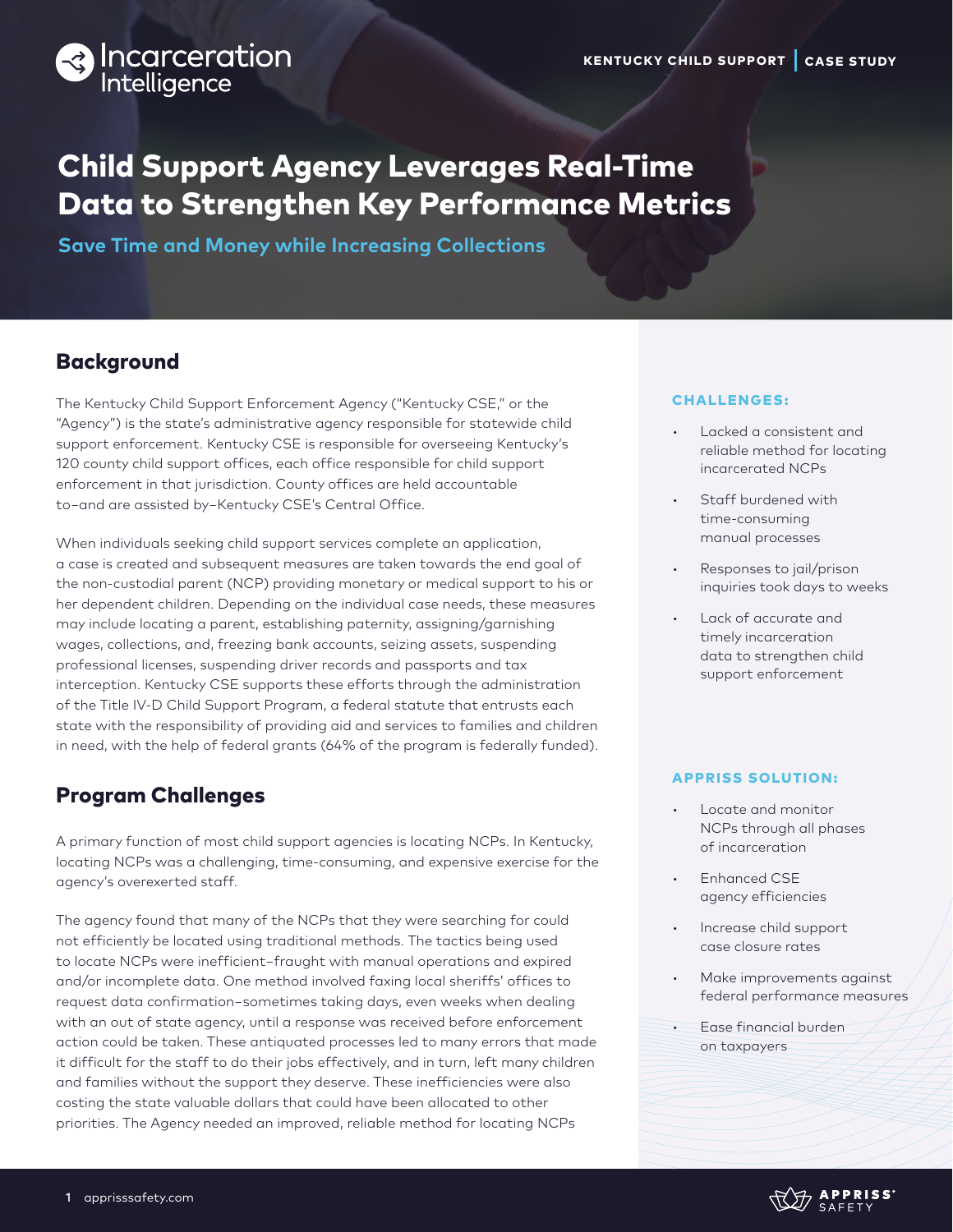Incarceration Intelligence

KENTUCKY CHILD SUPPORT | CASE STUDY

# Child Support Agency Leverages Real-Time Data to Strengthen Key Performance Metrics

**Save Time and Money while Increasing Collections**

## Background

The Kentucky Child Support Enforcement Agency ("Kentucky CSE," or the "Agency") is the state's administrative agency responsible for statewide child support enforcement. Kentucky CSE is responsible for overseeing Kentucky's 120 county child support offices, each office responsible for child support enforcement in that jurisdiction. County offices are held accountable to–and are assisted by–Kentucky CSE's Central Office.

When individuals seeking child support services complete an application, a case is created and subsequent measures are taken towards the end goal of the non-custodial parent (NCP) providing monetary or medical support to his or her dependent children. Depending on the individual case needs, these measures may include locating a parent, establishing paternity, assigning/garnishing wages, collections, and, freezing bank accounts, seizing assets, suspending professional licenses, suspending driver records and passports and tax interception. Kentucky CSE supports these efforts through the administration of the Title IV-D Child Support Program, a federal statute that entrusts each state with the responsibility of providing aid and services to families and children in need, with the help of federal grants (64% of the program is federally funded).

## Program Challenges

A primary function of most child support agencies is locating NCPs. In Kentucky, locating NCPs was a challenging, time-consuming, and expensive exercise for the agency's overexerted staff.

The agency found that many of the NCPs that they were searching for could not efficiently be located using traditional methods. The tactics being used to locate NCPs were inefficient–fraught with manual operations and expired and/or incomplete data. One method involved faxing local sheriffs' offices to request data confirmation–sometimes taking days, even weeks when dealing with an out of state agency, until a response was received before enforcement action could be taken. These antiquated processes led to many errors that made it difficult for the staff to do their jobs effectively, and in turn, left many children and families without the support they deserve. These inefficiencies were also costing the state valuable dollars that could have been allocated to other priorities. The Agency needed an improved, reliable method for locating NCPs

### CHALLENGES:

- Lacked a consistent and reliable method for locating incarcerated NCPs
- Staff burdened with time-consuming manual processes
- Responses to jail/prison inquiries took days to weeks
- Lack of accurate and timely incarceration data to strengthen child support enforcement

### APPRISS SOLUTION:

- Locate and monitor NCPs through all phases of incarceration
- Enhanced CSE agency efficiencies
- Increase child support case closure rates
- Make improvements against federal performance measures
- Ease financial burden on taxpayers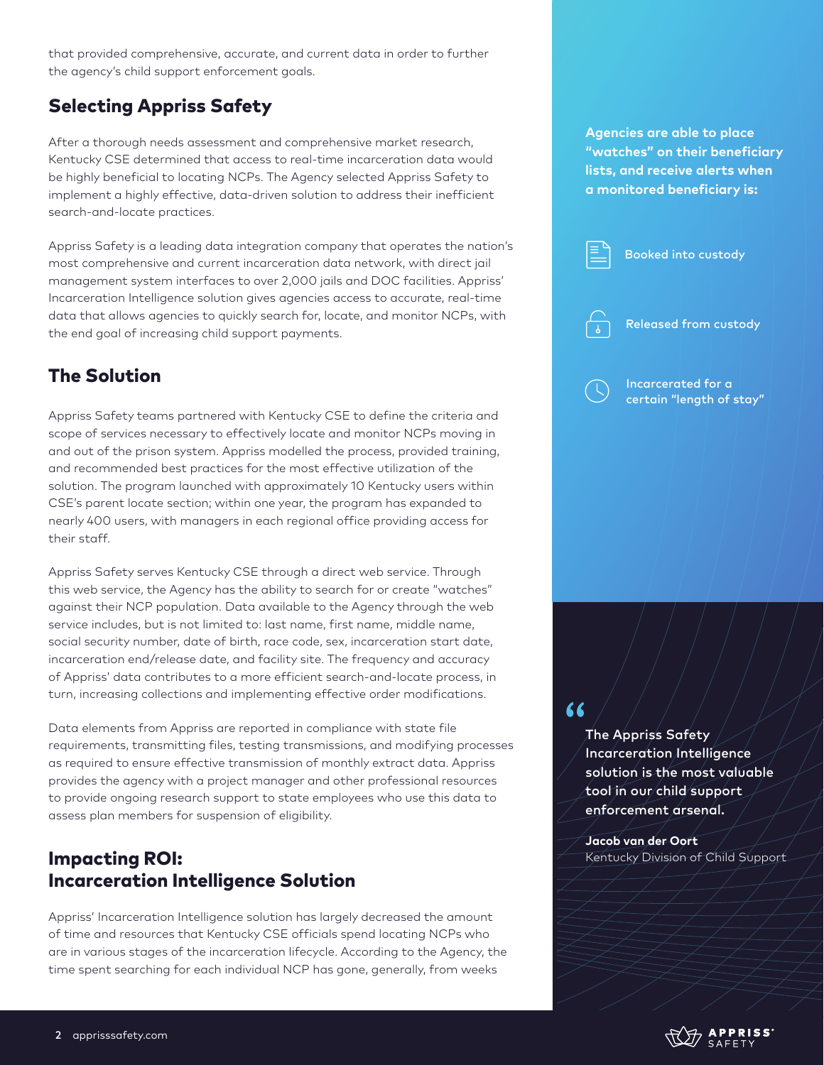that provided comprehensive, accurate, and current data in order to further the agency's child support enforcement goals.

## Selecting Appriss Safety

After a thorough needs assessment and comprehensive market research, Kentucky CSE determined that access to real-time incarceration data would be highly beneficial to locating NCPs. The Agency selected Appriss Safety to implement a highly effective, data-driven solution to address their inefficient search-and-locate practices.

Appriss Safety is a leading data integration company that operates the nation's most comprehensive and current incarceration data network, with direct jail management system interfaces to over 2,000 jails and DOC facilities. Appriss' Incarceration Intelligence solution gives agencies access to accurate, real-time data that allows agencies to quickly search for, locate, and monitor NCPs, with the end goal of increasing child support payments.

## The Solution

Appriss Safety teams partnered with Kentucky CSE to define the criteria and scope of services necessary to effectively locate and monitor NCPs moving in and out of the prison system. Appriss modelled the process, provided training, and recommended best practices for the most effective utilization of the solution. The program launched with approximately 10 Kentucky users within CSE's parent locate section; within one year, the program has expanded to nearly 400 users, with managers in each regional office providing access for their staff.

Appriss Safety serves Kentucky CSE through a direct web service. Through this web service, the Agency has the ability to search for or create "watches" against their NCP population. Data available to the Agency through the web service includes, but is not limited to: last name, first name, middle name, social security number, date of birth, race code, sex, incarceration start date, incarceration end/release date, and facility site. The frequency and accuracy of Appriss' data contributes to a more efficient search-and-locate process, in turn, increasing collections and implementing effective order modifications.

Data elements from Appriss are reported in compliance with state file requirements, transmitting files, testing transmissions, and modifying processes as required to ensure effective transmission of monthly extract data. Appriss provides the agency with a project manager and other professional resources to provide ongoing research support to state employees who use this data to assess plan members for suspension of eligibility.

## Impacting ROI: Incarceration Intelligence Solution

Appriss' Incarceration Intelligence solution has largely decreased the amount of time and resources that Kentucky CSE officials spend locating NCPs who are in various stages of the incarceration lifecycle. According to the Agency, the time spent searching for each individual NCP has gone, generally, from weeks

**Agencies are able to place "watches" on their beneficiary lists, and receive alerts when a monitored beneficiary is:**

- Booked into custody
- Released from custody
- Incarcerated for a certain "length of stay"

> "The Appriss Safety Incarceration Intelligence solution is the most valuable tool in our child support enforcement arsenal.
>
> **Jacob van der Oort**
> Kentucky Division of Child Support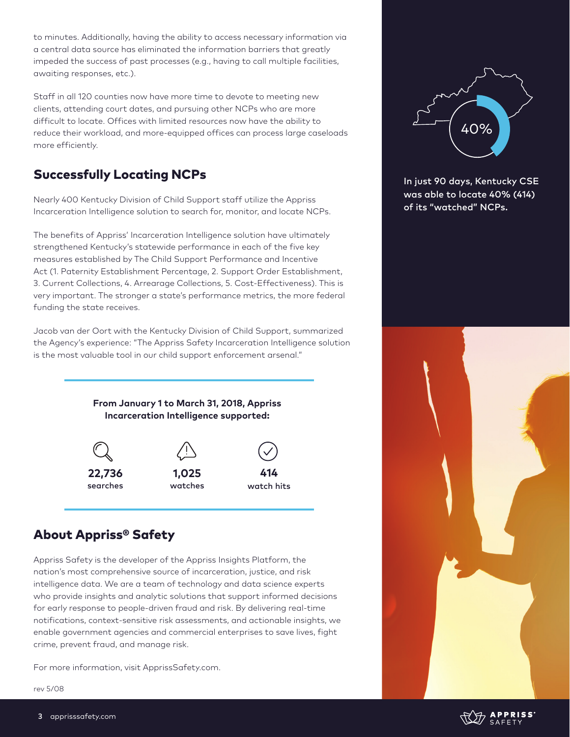to minutes. Additionally, having the ability to access necessary information via a central data source has eliminated the information barriers that greatly impeded the success of past processes (e.g., having to call multiple facilities, awaiting responses, etc.).

Staff in all 120 counties now have more time to devote to meeting new clients, attending court dates, and pursuing other NCPs who are more difficult to locate. Offices with limited resources now have the ability to reduce their workload, and more-equipped offices can process large caseloads more efficiently.

40%

**In just 90 days, Kentucky CSE was able to locate 40% (414) of its "watched" NCPs.**

## Successfully Locating NCPs

Nearly 400 Kentucky Division of Child Support staff utilize the Appriss Incarceration Intelligence solution to search for, monitor, and locate NCPs.

The benefits of Appriss' Incarceration Intelligence solution have ultimately strengthened Kentucky's statewide performance in each of the five key measures established by The Child Support Performance and Incentive Act (1. Paternity Establishment Percentage, 2. Support Order Establishment, 3. Current Collections, 4. Arrearage Collections, 5. Cost-Effectiveness). This is very important. The stronger a state's performance metrics, the more federal funding the state receives.

Jacob van der Oort with the Kentucky Division of Child Support, summarized the Agency's experience: "The Appriss Safety Incarceration Intelligence solution is the most valuable tool in our child support enforcement arsenal."

**From January 1 to March 31, 2018, Appriss Incarceration Intelligence supported:**

**22,736**
searches

**1,025**
watches

**414**
watch hits

## About Appriss® Safety

Appriss Safety is the developer of the Appriss Insights Platform, the nation's most comprehensive source of incarceration, justice, and risk intelligence data. We are a team of technology and data science experts who provide insights and analytic solutions that support informed decisions for early response to people-driven fraud and risk. By delivering real-time notifications, context-sensitive risk assessments, and actionable insights, we enable government agencies and commercial enterprises to save lives, fight crime, prevent fraud, and manage risk.

For more information, visit ApprissSafety.com.

rev 5/08